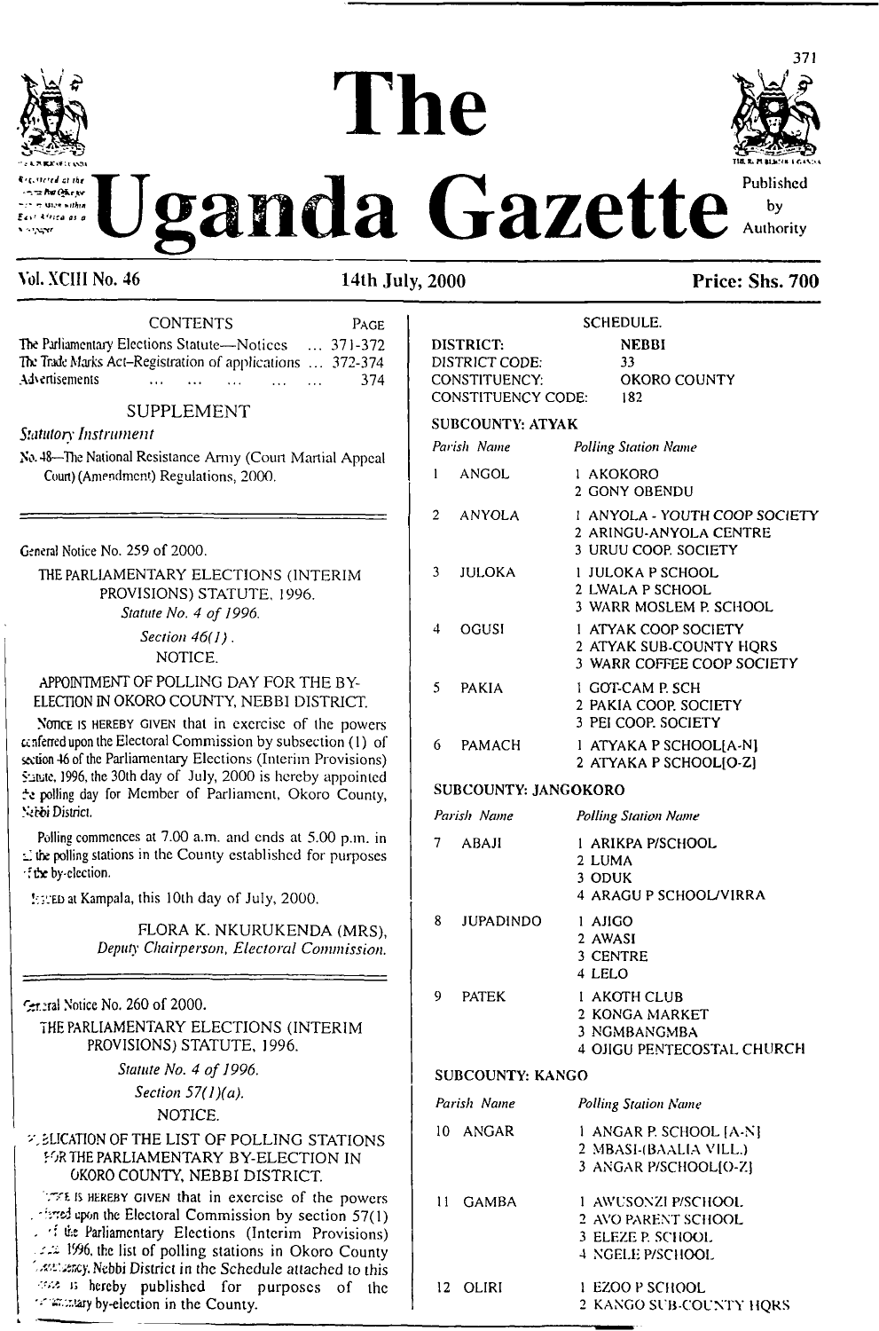# The Uganda Gazette

Registered at the General Post Office for transmission within East Africa as a Newspaper

Published by Authority

Vol. XCIII No. 46 — 14th July, 2000 — Price: Shs. 700

CONTENTS

| | PAGE |
|---|---|
| The Parliamentary Elections Statute—Notices ... | 371-372 |
| The Trade Marks Act–Registration of applications ... | 372-374 |
| Advertisements ... ... ... ... ... ... | 374 |

SUPPLEMENT

*Statutory Instrument*

No. 48—The National Resistance Army (Court Martial Appeal Court) (Amendment) Regulations, 2000.

---

General Notice No. 259 of 2000.

THE PARLIAMENTARY ELECTIONS (INTERIM PROVISIONS) STATUTE, 1996.

*Statute No. 4 of 1996.*

*Section 46(1).*

NOTICE.

APPOINTMENT OF POLLING DAY FOR THE BY-ELECTION IN OKORO COUNTY, NEBBI DISTRICT.

NOTICE IS HEREBY GIVEN that in exercise of the powers conferred upon the Electoral Commission by subsection (1) of section 46 of the Parliamentary Elections (Interim Provisions) Statute, 1996, the 30th day of July, 2000 is hereby appointed the polling day for Member of Parliament, Okoro County, Nebbi District.

Polling commences at 7.00 a.m. and ends at 5.00 p.m. in all the polling stations in the County established for purposes of the by-election.

ISSUED at Kampala, this 10th day of July, 2000.

FLORA K. NKURUKENDA (MRS),
*Deputy Chairperson, Electoral Commission.*

---

General Notice No. 260 of 2000.

THE PARLIAMENTARY ELECTIONS (INTERIM PROVISIONS) STATUTE, 1996.

*Statute No. 4 of 1996.*

*Section 57(1)(a).*

NOTICE.

PUBLICATION OF THE LIST OF POLLING STATIONS FOR THE PARLIAMENTARY BY-ELECTION IN OKORO COUNTY, NEBBI DISTRICT.

NOTICE IS HEREBY GIVEN that in exercise of the powers conferred upon the Electoral Commission by section 57(1) of the Parliamentary Elections (Interim Provisions) Statute, 1996, the list of polling stations in Okoro County Constituency, Nebbi District in the Schedule attached to this Notice is hereby published for purposes of the Parliamentary by-election in the County.

SCHEDULE.

DISTRICT: NEBBI
DISTRICT CODE: 33
CONSTITUENCY: OKORO COUNTY
CONSTITUENCY CODE: 182

SUBCOUNTY: ATYAK

| *Parish Name* | *Polling Station Name* |
|---|---|
| 1 ANGOL | 1 AKOKORO<br>2 GONY OBENDU |
| 2 ANYOLA | 1 ANYOLA - YOUTH COOP SOCIETY<br>2 ARINGU-ANYOLA CENTRE<br>3 URUU COOP. SOCIETY |
| 3 JULOKA | 1 JULOKA P SCHOOL<br>2 LWALA P SCHOOL<br>3 WARR MOSLEM P. SCHOOL |
| 4 OGUSI | 1 ATYAK COOP SOCIETY<br>2 ATYAK SUB-COUNTY HQRS<br>3 WARR COFFEE COOP SOCIETY |
| 5 PAKIA | 1 GOT-CAM P. SCH<br>2 PAKIA COOP. SOCIETY<br>3 PEI COOP. SOCIETY |
| 6 PAMACH | 1 ATYAKA P SCHOOL[A-N]<br>2 ATYAKA P SCHOOL[O-Z] |

SUBCOUNTY: JANGOKORO

| *Parish Name* | *Polling Station Name* |
|---|---|
| 7 ABAJI | 1 ARIKPA P/SCHOOL<br>2 LUMA<br>3 ODUK<br>4 ARAGU P SCHOOL/VIRRA |
| 8 JUPADINDO | 1 AJIGO<br>2 AWASI<br>3 CENTRE<br>4 LELO |
| 9 PATEK | 1 AKOTH CLUB<br>2 KONGA MARKET<br>3 NGMBANGMBA<br>4 OJIGU PENTECOSTAL CHURCH |

SUBCOUNTY: KANGO

| *Parish Name* | *Polling Station Name* |
|---|---|
| 10 ANGAR | 1 ANGAR P. SCHOOL [A-N]<br>2 MBASI-(BAALIA VILL.)<br>3 ANGAR P/SCHOOL[O-Z] |
| 11 GAMBA | 1 AWUSONZI P/SCHOOL<br>2 AVO PARENT SCHOOL<br>3 ELEZE P. SCHOOL<br>4 NGELE P/SCHOOL |
| 12 OLIRI | 1 EZOO P SCHOOL<br>2 KANGO SUB-COUNTY HQRS |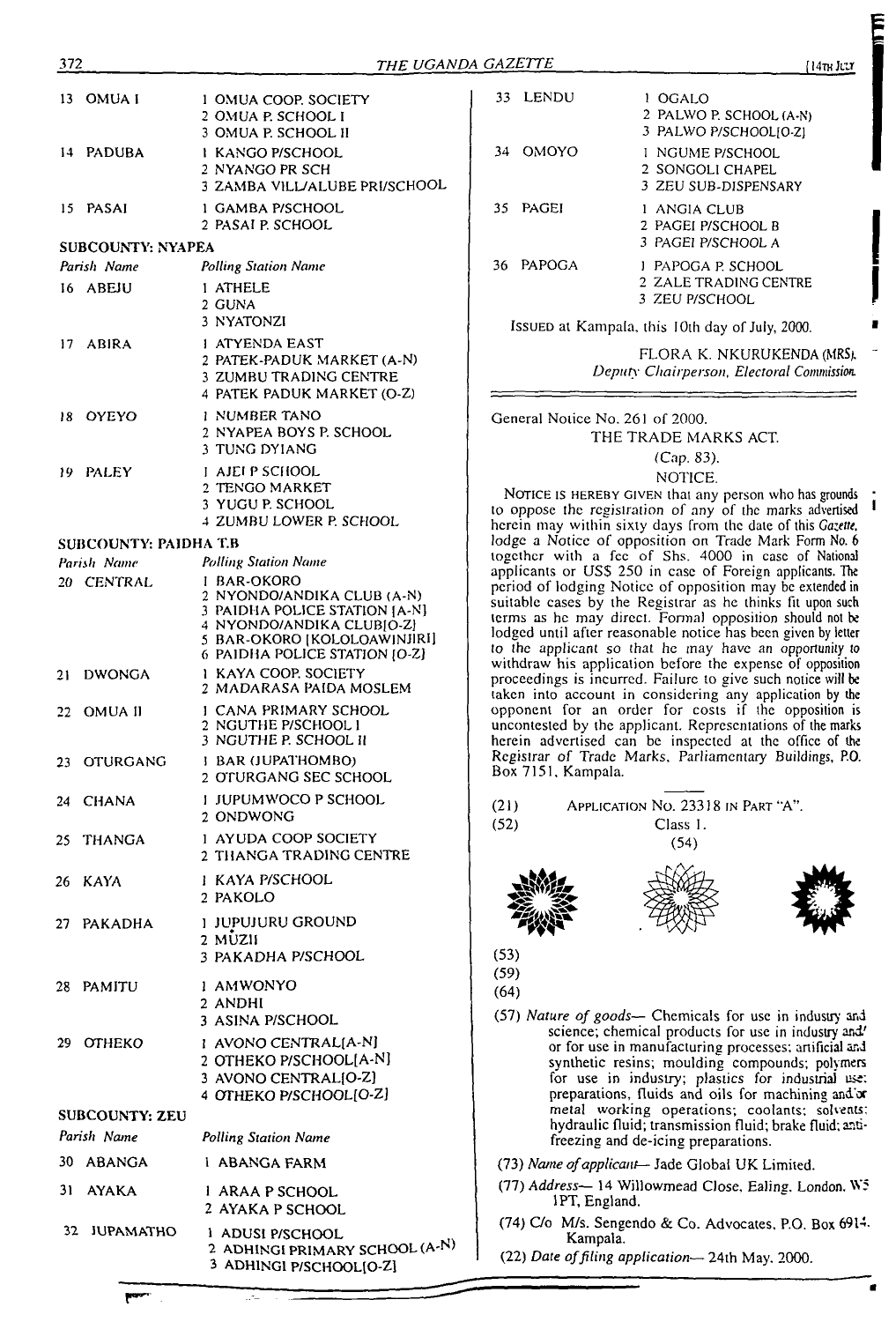| Parish Name | Polling Station Name |
|---|---|
| 13 OMUA I | 1 OMUA COOP. SOCIETY |
| | 2 OMUA P. SCHOOL I |
| | 3 OMUA P. SCHOOL II |
| 14 PADUBA | 1 KANGO P/SCHOOL |
| | 2 NYANGO PR SCH |
| | 3 ZAMBA VILL/ALUBE PRI/SCHOOL |
| 15 PASAI | 1 GAMBA P/SCHOOL |
| | 2 PASAI P. SCHOOL |

**SUBCOUNTY: NYAPEA**

| *Parish Name* | *Polling Station Name* |
|---|---|
| 16 ABEJU | 1 ATHELE |
| | 2 GUNA |
| | 3 NYATONZI |
| 17 ABIRA | 1 ATYENDA EAST |
| | 2 PATEK-PADUK MARKET (A-N) |
| | 3 ZUMBU TRADING CENTRE |
| | 4 PATEK PADUK MARKET (O-Z) |
| 18 OYEYO | 1 NUMBER TANO |
| | 2 NYAPEA BOYS P. SCHOOL |
| | 3 TUNG DYIANG |
| 19 PALEY | 1 AJEI P SCHOOL |
| | 2 TENGO MARKET |
| | 3 YUGU P. SCHOOL |
| | 4 ZUMBU LOWER P. SCHOOL |

**SUBCOUNTY: PAIDHA T.B**

| *Parish Name* | *Polling Station Name* |
|---|---|
| 20 CENTRAL | 1 BAR-OKORO |
| | 2 NYONDO/ANDIKA CLUB (A-N) |
| | 3 PAIDHA POLICE STATION [A-N] |
| | 4 NYONDO/ANDIKA CLUB[O-Z] |
| | 5 BAR-OKORO [KOLOLOAWINJIRI] |
| | 6 PAIDHA POLICE STATION [O-Z] |
| 21 DWONGA | 1 KAYA COOP. SOCIETY |
| | 2 MADARASA PAIDA MOSLEM |
| 22 OMUA II | 1 CANA PRIMARY SCHOOL |
| | 2 NGUTHE P/SCHOOL I |
| | 3 NGUTHE P. SCHOOL II |
| 23 OTURGANG | 1 BAR (JUPATHOMBO) |
| | 2 OTURGANG SEC SCHOOL |
| 24 CHANA | 1 JUPUMWOCO P SCHOOL |
| | 2 ONDWONG |
| 25 THANGA | 1 AYUDA COOP SOCIETY |
| | 2 THANGA TRADING CENTRE |
| 26 KAYA | 1 KAYA P/SCHOOL |
| | 2 PAKOLO |
| 27 PAKADHA | 1 JUPUJURU GROUND |
| | 2 MUZII |
| | 3 PAKADHA P/SCHOOL |
| 28 PAMITU | 1 AMWONYO |
| | 2 ANDHI |
| | 3 ASINA P/SCHOOL |
| 29 OTHEKO | 1 AVONO CENTRAL[A-N] |
| | 2 OTHEKO P/SCHOOL[A-N] |
| | 3 AVONO CENTRAL[O-Z] |
| | 4 OTHEKO P/SCHOOL[O-Z] |

**SUBCOUNTY: ZEU**

| *Parish Name* | *Polling Station Name* |
|---|---|
| 30 ABANGA | 1 ABANGA FARM |
| 31 AYAKA | 1 ARAA P SCHOOL |
| | 2 AYAKA P SCHOOL |
| 32 JUPAMATHO | 1 ADUSI P/SCHOOL |
| | 2 ADHINGI PRIMARY SCHOOL (A-N) |
| | 3 ADHINGI P/SCHOOL[O-Z] |
| 33 LENDU | 1 OGALO |
| | 2 PALWO P. SCHOOL (A-N) |
| | 3 PALWO P/SCHOOL[O-Z] |
| 34 OMOYO | 1 NGUME P/SCHOOL |
| | 2 SONGOLI CHAPEL |
| | 3 ZEU SUB-DISPENSARY |
| 35 PAGEI | 1 ANGIA CLUB |
| | 2 PAGEI P/SCHOOL B |
| | 3 PAGEI P/SCHOOL A |
| 36 PAPOGA | 1 PAPOGA P. SCHOOL |
| | 2 ZALE TRADING CENTRE |
| | 3 ZEU P/SCHOOL |

ISSUED at Kampala, this 10th day of July, 2000.

FLORA K. NKURUKENDA (MRS),
*Deputy Chairperson, Electoral Commission.*

---

General Notice No. 261 of 2000.

THE TRADE MARKS ACT.

(Cap. 83).

NOTICE.

NOTICE IS HEREBY GIVEN that any person who has grounds to oppose the registration of any of the marks advertised herein may within sixty days from the date of this *Gazette*, lodge a Notice of opposition on Trade Mark Form No. 6 together with a fee of Shs. 4000 in case of National applicants or US$ 250 in case of Foreign applicants. The period of lodging Notice of opposition may be extended in suitable cases by the Registrar as he thinks fit upon such terms as he may direct. Formal opposition should not be lodged until after reasonable notice has been given by letter to the applicant so that he may have an opportunity to withdraw his application before the expense of opposition proceedings is incurred. Failure to give such notice will be taken into account in considering any application by the opponent for an order for costs if the opposition is uncontested by the applicant. Representations of the marks herein advertised can be inspected at the office of the Registrar of Trade Marks, Parliamentary Buildings, P.O. Box 7151, Kampala.

---

(21) APPLICATION NO. 23318 IN PART "A".

(52) Class 1.

(54)

(53)

(59)

(64)

(57) *Nature of goods*— Chemicals for use in industry and science; chemical products for use in industry and/or for use in manufacturing processes; artificial and synthetic resins; moulding compounds; polymers for use in industry; plastics for industrial use; preparations, fluids and oils for machining and/or metal working operations; coolants; solvents; hydraulic fluid; transmission fluid; brake fluid; anti-freezing and de-icing preparations.

(73) *Name of applicant*— Jade Global UK Limited.

(77) *Address*— 14 Willowmead Close, Ealing, London, W5 1PT, England.

(74) C/o M/s. Sengendo & Co. Advocates, P.O. Box 6914, Kampala.

(22) *Date of filing application*— 24th May, 2000.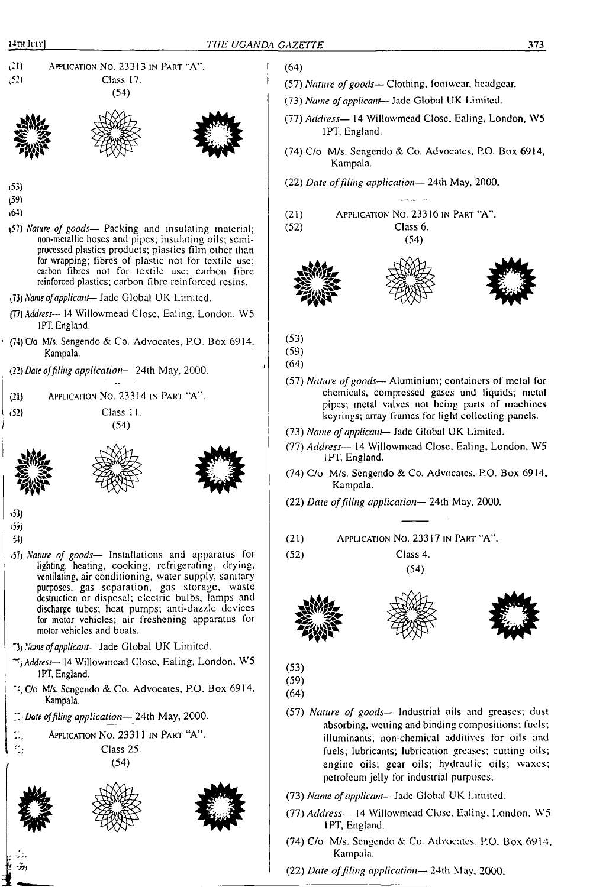(21) APPLICATION NO. 23313 IN PART "A".

(52) Class 17.

(54)

(53)

(59)

(64)

(57) *Nature of goods*— Packing and insulating material; non-metallic hoses and pipes; insulating oils; semi-processed plastics products; plastics film other than for wrapping; fibres of plastic not for textile use; carbon fibres not for textile use; carbon fibre reinforced plastics; carbon fibre reinforced resins.

(73) *Name of applicant*— Jade Global UK Limited.

(77) *Address*— 14 Willowmead Close, Ealing, London, W5 1PT, England.

(74) C/o M/s. Sengendo & Co. Advocates, P.O. Box 6914, Kampala.

(22) *Date of filing application*— 24th May, 2000.

---

(21) APPLICATION NO. 23314 IN PART "A".

(52) Class 11.

(54)

(53)

(59)

(64)

(57) *Nature of goods*— Installations and apparatus for lighting, heating, cooking, refrigerating, drying, ventilating, air conditioning, water supply, sanitary purposes, gas separation, gas storage, waste destruction or disposal; electric bulbs, lamps and discharge tubes; heat pumps; anti-dazzle devices for motor vehicles; air freshening apparatus for motor vehicles and boats.

(73) *Name of applicant*— Jade Global UK Limited.

(77) *Address*— 14 Willowmead Close, Ealing, London, W5 1PT, England.

(74) C/o M/s. Sengendo & Co. Advocates, P.O. Box 6914, Kampala.

(22) *Date of filing application*— 24th May, 2000.

(21) APPLICATION NO. 23311 IN PART "A".

(52) Class 25.

(54)

(53)

(59)

(64)

(57) *Nature of goods*— Clothing, footwear, headgear.

(73) *Name of applicant*— Jade Global UK Limited.

(77) *Address*— 14 Willowmead Close, Ealing, London, W5 1PT, England.

(74) C/o M/s. Sengendo & Co. Advocates, P.O. Box 6914, Kampala.

(22) *Date of filing application*— 24th May, 2000.

---

(21) APPLICATION NO. 23316 IN PART "A".

(52) Class 6.

(54)

(53)

(59)

(64)

(57) *Nature of goods*— Aluminium; containers of metal for chemicals, compressed gases and liquids; metal pipes; metal valves not being parts of machines keyrings; array frames for light collecting panels.

(73) *Name of applicant*— Jade Global UK Limited.

(77) *Address*— 14 Willowmead Close, Ealing, London, W5 1PT, England.

(74) C/o M/s. Sengendo & Co. Advocates, P.O. Box 6914, Kampala.

(22) *Date of filing application*— 24th May, 2000.

---

(21) APPLICATION NO. 23317 IN PART "A".

(52) Class 4.

(54)

(53)

(59)

(64)

(57) *Nature of goods*— Industrial oils and greases; dust absorbing, wetting and binding compositions; fuels; illuminants; non-chemical additives for oils and fuels; lubricants; lubrication greases; cutting oils; engine oils; gear oils; hydraulic oils; waxes; petroleum jelly for industrial purposes.

(73) *Name of applicant*— Jade Global UK Limited.

(77) *Address*— 14 Willowmead Close, Ealing, London, W5 1PT, England.

(74) C/o M/s. Sengendo & Co. Advocates, P.O. Box 6914, Kampala.

(22) *Date of filing application*— 24th May, 2000.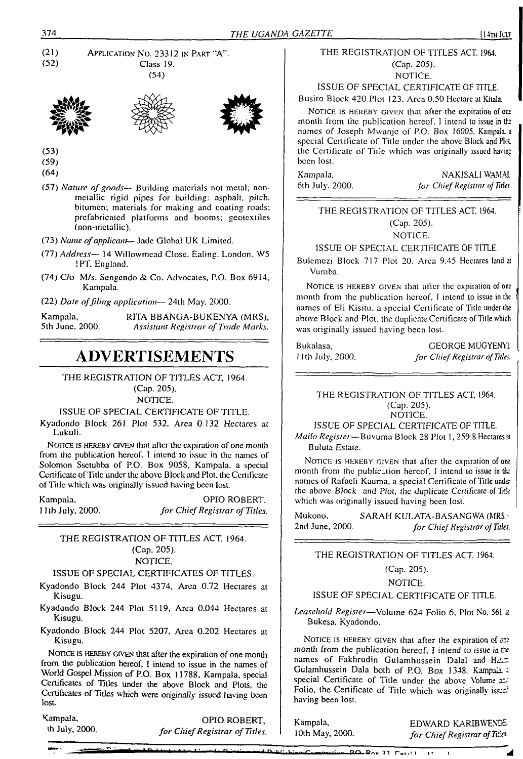(21) Application No. 23312 in Part "A".

(52) Class 19.

(54)

(53)

(59)

(64)

(57) *Nature of goods*— Building materials not metal; non-metallic rigid pipes for building: asphalt, pitch, bitumen; materials for making and coating roads; prefabricated platforms and booms; geotextiles (non-metallic).

(73) *Name of applicant*— Jade Global UK Limited.

(77) *Address*— 14 Willowmead Close. Ealing. London. W5 1PT, England.

(74) C/o M/s. Sengendo & Co. Advocates, P.O. Box 6914, Kampala.

(22) *Date of filing application*— 24th May, 2000.

Kampala, 5th June, 2000. RITA BBANGA-BUKENYA (MRS), *Assistant Registrar of Trade Marks.*

# ADVERTISEMENTS

THE REGISTRATION OF TITLES ACT, 1964.
(Cap. 205).
NOTICE.
ISSUE OF SPECIAL CERTIFICATE OF TITLE.

Kyadondo Block 261 Plot 532, Area 0.132 Hectares at Lukuli.

Notice is hereby given that after the expiration of one month from the publication hereof, I intend to issue in the names of Solomon Ssetubba of P.O. Box 9058, Kampala, a special Certificate of Title under the above Block and Plot, the Certificate of Title which was originally issued having been lost.

Kampala, 11th July, 2000. OPIO ROBERT. *for Chief Registrar of Titles.*

THE REGISTRATION OF TITLES ACT, 1964.
(Cap. 205).
NOTICE.
ISSUE OF SPECIAL CERTIFICATES OF TITLES.

Kyadondo Block 244 Plot 4374, Area 0.72 Hectares at Kisugu.

Kyadondo Block 244 Plot 5119, Area 0.044 Hectares at Kisugu.

Kyadondo Block 244 Plot 5207, Area 0.202 Hectares at Kisugu.

Notice is hereby given that after the expiration of one month from the publication hereof, I intend to issue in the names of World Gospel Mission of P.O. Box 11788, Kampala, special Certificates of Titles under the above Block and Plots, the Certificates of Titles which were originally issued having been lost.

Kampala, th July, 2000. OPIO ROBERT, *for Chief Registrar of Titles.*

THE REGISTRATION OF TITLES ACT, 1964.
(Cap. 205).
NOTICE.
ISSUE OF SPECIAL CERTIFICATE OF TITLE.

Busiro Block 420 Plot 123, Area 0.50 Hectare at Kitala.

Notice is hereby given that after the expiration of one month from the publication hereof, I intend to issue in the names of Joseph Mwanje of P.O. Box 16005, Kampala, a special Certificate of Title under the above Block and Plot, the Certificate of Title which was originally issued having been lost.

Kampala, 6th July, 2000. NAKISALI WAMAI *for Chief Registrar of Titles*

THE REGISTRATION OF TITLES ACT, 1964.
(Cap. 205).
NOTICE.
ISSUE OF SPECIAL CERTIFICATE OF TITLE.

Bulemezi Block 717 Plot 20, Area 9.45 Hectares land at Vumba.

Notice is hereby given that after the expiration of one month from the publication hereof, I intend to issue in the names of Eli Kisitu, a special Certificate of Title under the above Block and Plot, the duplicate Certificate of Title which was originally issued having been lost.

Bukalasa, 11th July, 2000. GEORGE MUGYENYI. *for Chief Registrar of Titles.*

THE REGISTRATION OF TITLES ACT, 1964.
(Cap. 205).
NOTICE.
ISSUE OF SPECIAL CERTIFICATE OF TITLE.

*Mailo Register*—Buvuma Block 28 Plot 1, 259.8 Hectares at Buluta Estate.

Notice is hereby given that after the expiration of one month from the publication hereof, I intend to issue in the names of Rafaeli Kauma, a special Certificate of Title under the above Block and Plot, the duplicate Certificate of Title which was originally issued having been lost.

Mukono, 2nd June, 2000. SARAH KULATA-BASANGWA (MRS.) *for Chief Registrar of Titles.*

THE REGISTRATION OF TITLES ACT. 1964.
(Cap. 205).
NOTICE.
ISSUE OF SPECIAL CERTIFICATE OF TITLE.

*Leasehold Register*—Volume 624 Folio 6, Plot No. 561 at Bukesa, Kyadondo.

Notice is hereby given that after the expiration of one month from the publication hereof, I intend to issue in the names of Fakhrudin Gulamhussein Dalal and Hatim Gulamhussein Dala both of P.O. Box 1348, Kampala, a special Certificate of Title under the above Volume and Folio, the Certificate of Title which was originally issued having been lost.

Kampala, 10th May, 2000. EDWARD KARIBWENDE *for Chief Registrar of Titles.*